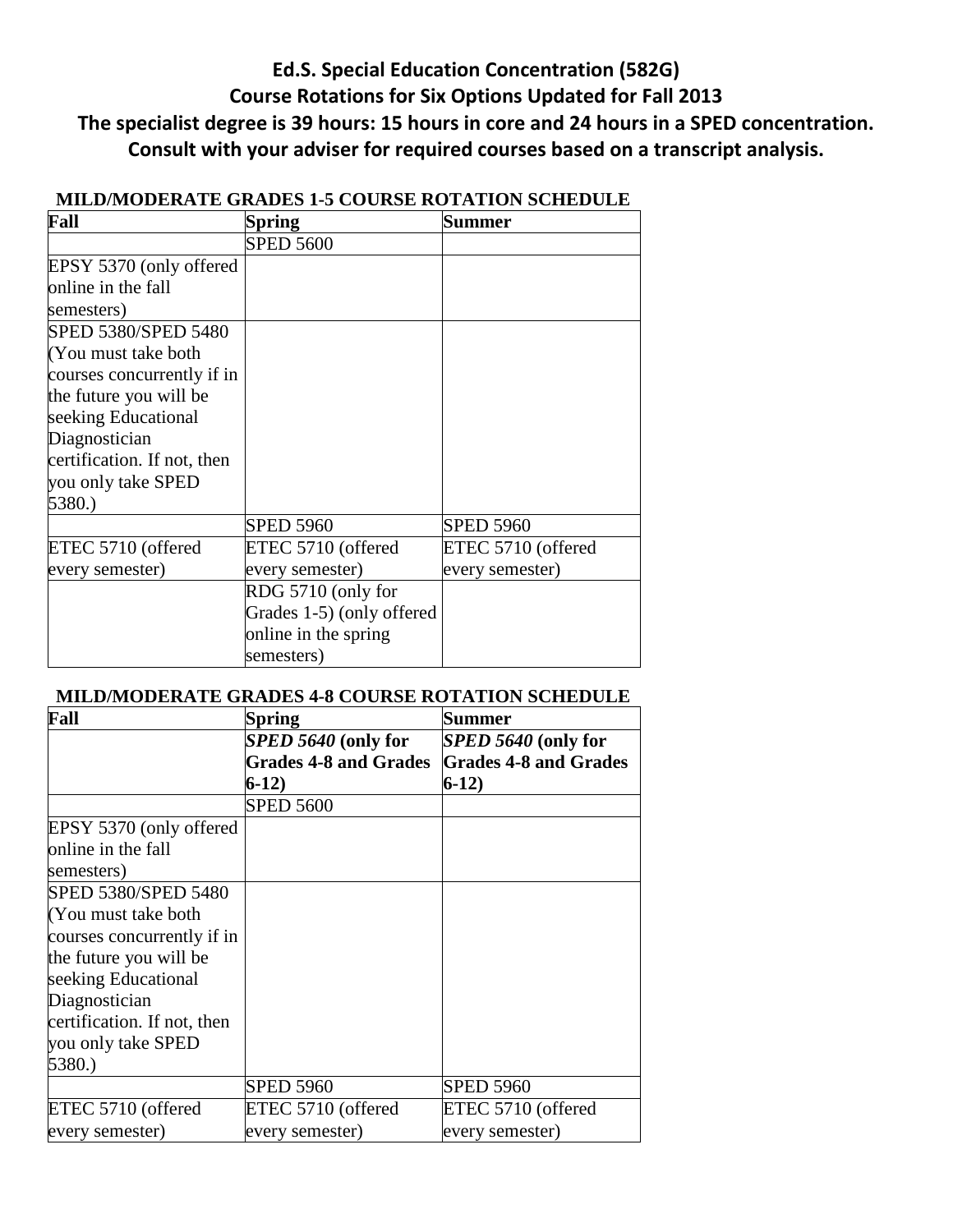# Ed.S. Special Education Concentration (582G)
## Course Rotations for Six Options Updated for Fall 2013
## The specialist degree is 39 hours: 15 hours in core and 24 hours in a SPED concentration.
## Consult with your adviser for required courses based on a transcript analysis.

**MILD/MODERATE GRADES 1-5 COURSE ROTATION SCHEDULE**

| Fall | Spring | Summer |
|---|---|---|
| | SPED 5600 | |
| EPSY 5370 (only offered online in the fall semesters) | | |
| SPED 5380/SPED 5480 (You must take both courses concurrently if in the future you will be seeking Educational Diagnostician certification. If not, then you only take SPED 5380.) | | |
| | SPED 5960 | SPED 5960 |
| ETEC 5710 (offered every semester) | ETEC 5710 (offered every semester) | ETEC 5710 (offered every semester) |
| | RDG 5710 (only for Grades 1-5) (only offered online in the spring semesters) | |

**MILD/MODERATE GRADES 4-8 COURSE ROTATION SCHEDULE**

| Fall | Spring | Summer |
|---|---|---|
| | ***SPED 5640* (only for Grades 4-8 and Grades 6-12)** | ***SPED 5640* (only for Grades 4-8 and Grades 6-12)** |
| | SPED 5600 | |
| EPSY 5370 (only offered online in the fall semesters) | | |
| SPED 5380/SPED 5480 (You must take both courses concurrently if in the future you will be seeking Educational Diagnostician certification. If not, then you only take SPED 5380.) | | |
| | SPED 5960 | SPED 5960 |
| ETEC 5710 (offered every semester) | ETEC 5710 (offered every semester) | ETEC 5710 (offered every semester) |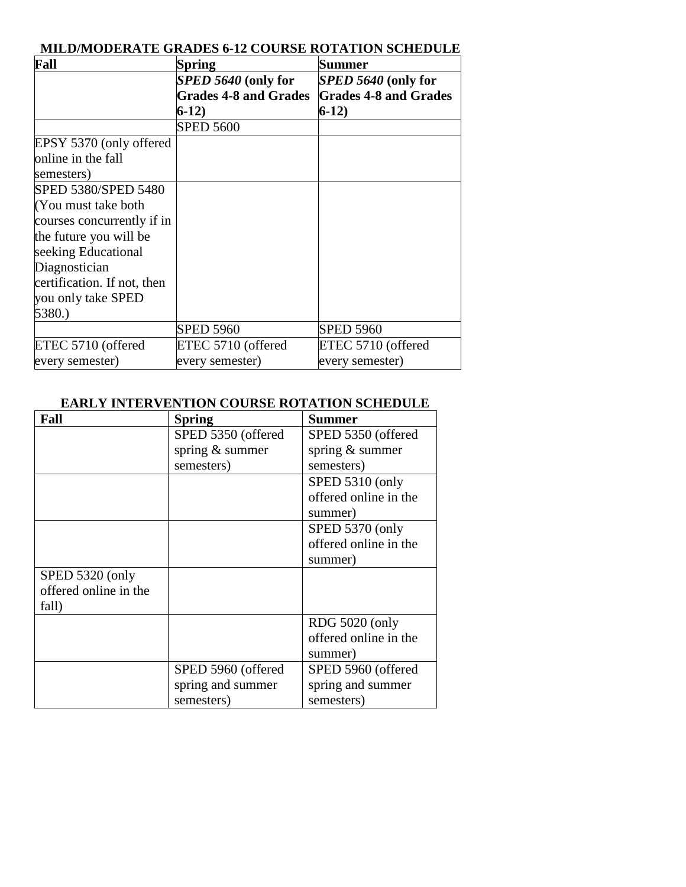**MILD/MODERATE GRADES 6-12 COURSE ROTATION SCHEDULE**

| **Fall** | **Spring** | **Summer** |
|---|---|---|
| | ***SPED 5640* (only for Grades 4-8 and Grades 6-12)** | ***SPED 5640* (only for Grades 4-8 and Grades 6-12)** |
| | SPED 5600 | |
| EPSY 5370 (only offered online in the fall semesters) | | |
| SPED 5380/SPED 5480 (You must take both courses concurrently if in the future you will be seeking Educational Diagnostician certification. If not, then you only take SPED 5380.) | | |
| | SPED 5960 | SPED 5960 |
| ETEC 5710 (offered every semester) | ETEC 5710 (offered every semester) | ETEC 5710 (offered every semester) |

**EARLY INTERVENTION COURSE ROTATION SCHEDULE**

| **Fall** | **Spring** | **Summer** |
|---|---|---|
| | SPED 5350 (offered spring & summer semesters) | SPED 5350 (offered spring & summer semesters) |
| | | SPED 5310 (only offered online in the summer) |
| | | SPED 5370 (only offered online in the summer) |
| SPED 5320 (only offered online in the fall) | | |
| | | RDG 5020 (only offered online in the summer) |
| | SPED 5960 (offered spring and summer semesters) | SPED 5960 (offered spring and summer semesters) |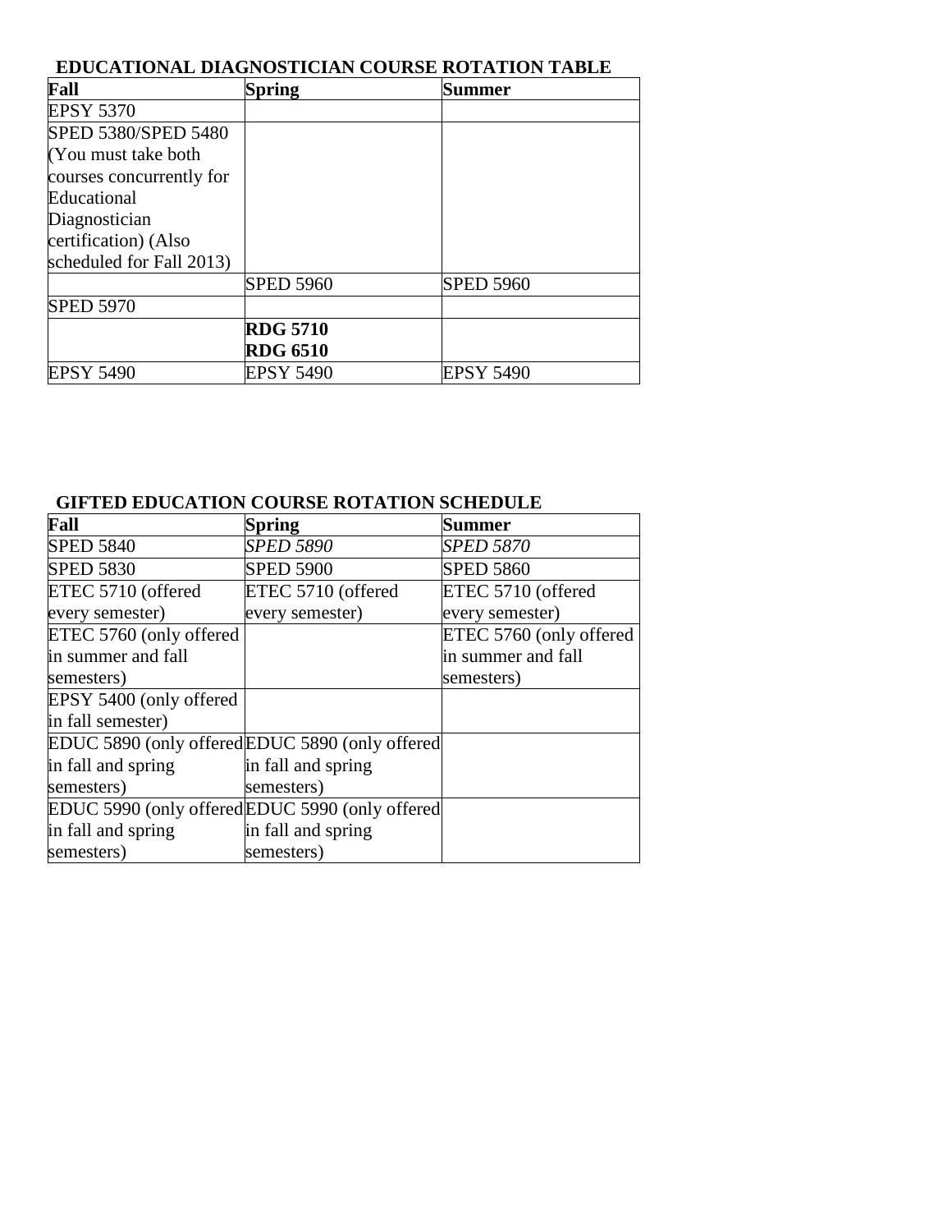## EDUCATIONAL DIAGNOSTICIAN COURSE ROTATION TABLE

| **Fall** | **Spring** | **Summer** |
|---|---|---|
| EPSY 5370 | | |
| SPED 5380/SPED 5480 (You must take both courses concurrently for Educational Diagnostician certification) (Also scheduled for Fall 2013) | | |
| | SPED 5960 | SPED 5960 |
| SPED 5970 | | |
| | **RDG 5710** **RDG 6510** | |
| EPSY 5490 | EPSY 5490 | EPSY 5490 |

## GIFTED EDUCATION COURSE ROTATION SCHEDULE

| **Fall** | **Spring** | **Summer** |
|---|---|---|
| SPED 5840 | *SPED 5890* | *SPED 5870* |
| SPED 5830 | SPED 5900 | SPED 5860 |
| ETEC 5710 (offered every semester) | ETEC 5710 (offered every semester) | ETEC 5710 (offered every semester) |
| ETEC 5760 (only offered in summer and fall semesters) | | ETEC 5760 (only offered in summer and fall semesters) |
| EPSY 5400 (only offered in fall semester) | | |
| EDUC 5890 (only offered in fall and spring semesters) | EDUC 5890 (only offered in fall and spring semesters) | |
| EDUC 5990 (only offered in fall and spring semesters) | EDUC 5990 (only offered in fall and spring semesters) | |